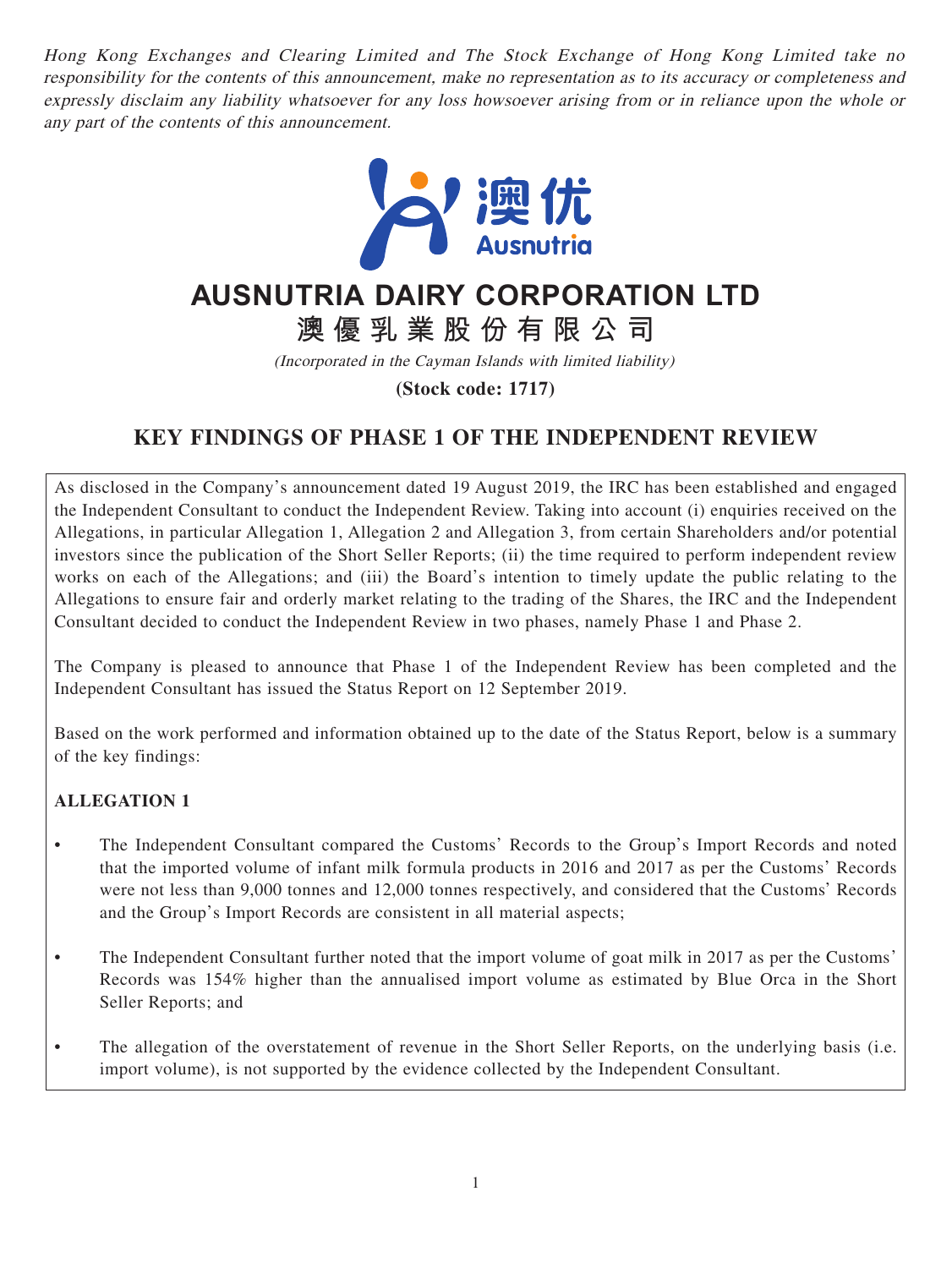*Hong Kong Exchanges and Clearing Limited and The Stock Exchange of Hong Kong Limited take no responsibility for the contents of this announcement, make no representation as to its accuracy or completeness and expressly disclaim any liability whatsoever for any loss howsoever arising from or in reliance upon the whole or any part of the contents of this announcement.*

澳优
Ausnutria

# AUSNUTRIA DAIRY CORPORATION LTD

# 澳優乳業股份有限公司

*(Incorporated in the Cayman Islands with limited liability)*

**(Stock code: 1717)**

## KEY FINDINGS OF PHASE 1 OF THE INDEPENDENT REVIEW

As disclosed in the Company's announcement dated 19 August 2019, the IRC has been established and engaged the Independent Consultant to conduct the Independent Review. Taking into account (i) enquiries received on the Allegations, in particular Allegation 1, Allegation 2 and Allegation 3, from certain Shareholders and/or potential investors since the publication of the Short Seller Reports; (ii) the time required to perform independent review works on each of the Allegations; and (iii) the Board's intention to timely update the public relating to the Allegations to ensure fair and orderly market relating to the trading of the Shares, the IRC and the Independent Consultant decided to conduct the Independent Review in two phases, namely Phase 1 and Phase 2.

The Company is pleased to announce that Phase 1 of the Independent Review has been completed and the Independent Consultant has issued the Status Report on 12 September 2019.

Based on the work performed and information obtained up to the date of the Status Report, below is a summary of the key findings:

**ALLEGATION 1**

- The Independent Consultant compared the Customs' Records to the Group's Import Records and noted that the imported volume of infant milk formula products in 2016 and 2017 as per the Customs' Records were not less than 9,000 tonnes and 12,000 tonnes respectively, and considered that the Customs' Records and the Group's Import Records are consistent in all material aspects;
- The Independent Consultant further noted that the import volume of goat milk in 2017 as per the Customs' Records was 154% higher than the annualised import volume as estimated by Blue Orca in the Short Seller Reports; and
- The allegation of the overstatement of revenue in the Short Seller Reports, on the underlying basis (i.e. import volume), is not supported by the evidence collected by the Independent Consultant.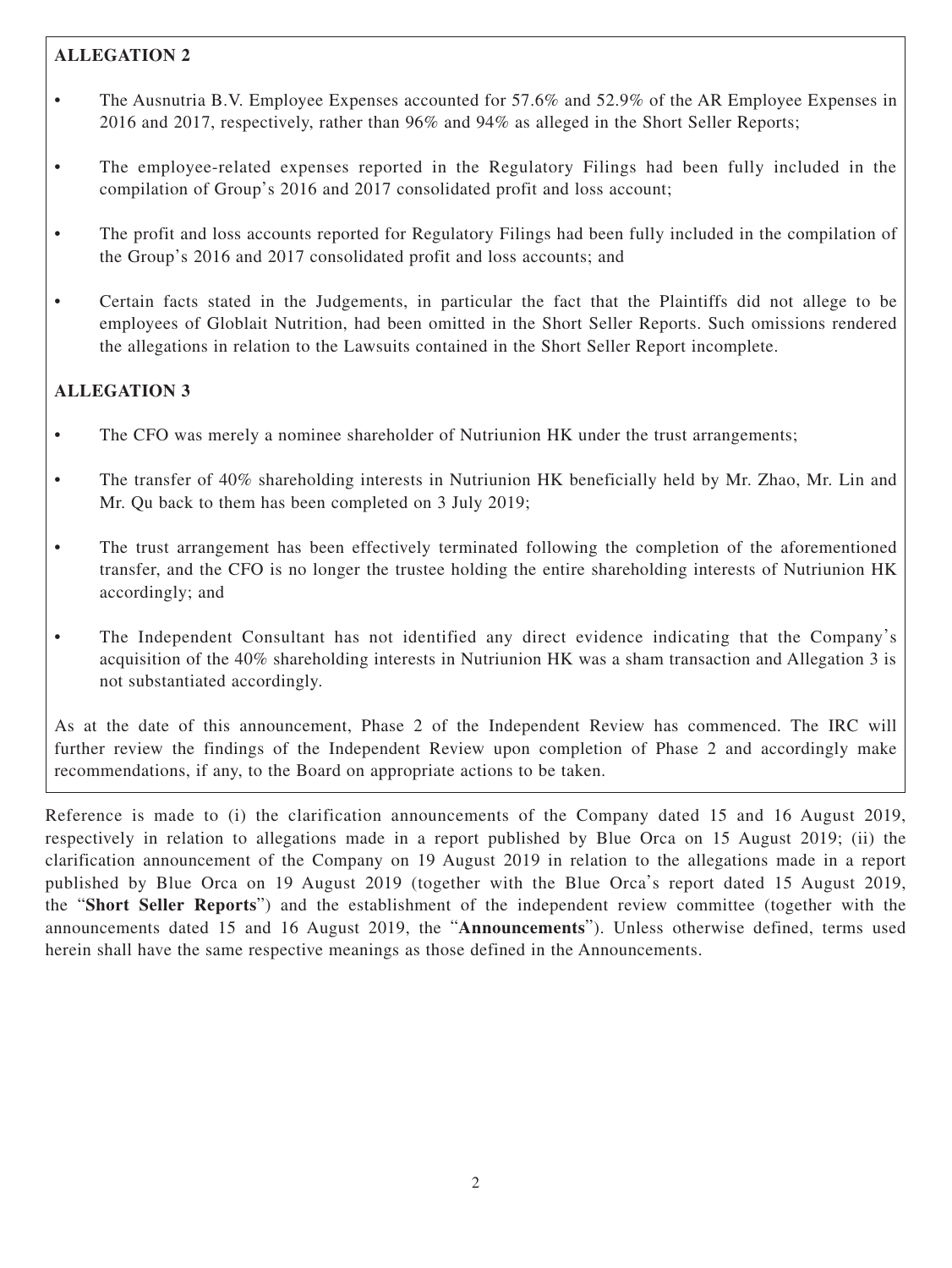**ALLEGATION 2**

- The Ausnutria B.V. Employee Expenses accounted for 57.6% and 52.9% of the AR Employee Expenses in 2016 and 2017, respectively, rather than 96% and 94% as alleged in the Short Seller Reports;
- The employee-related expenses reported in the Regulatory Filings had been fully included in the compilation of Group's 2016 and 2017 consolidated profit and loss account;
- The profit and loss accounts reported for Regulatory Filings had been fully included in the compilation of the Group's 2016 and 2017 consolidated profit and loss accounts; and
- Certain facts stated in the Judgements, in particular the fact that the Plaintiffs did not allege to be employees of Globlait Nutrition, had been omitted in the Short Seller Reports. Such omissions rendered the allegations in relation to the Lawsuits contained in the Short Seller Report incomplete.

**ALLEGATION 3**

- The CFO was merely a nominee shareholder of Nutriunion HK under the trust arrangements;
- The transfer of 40% shareholding interests in Nutriunion HK beneficially held by Mr. Zhao, Mr. Lin and Mr. Qu back to them has been completed on 3 July 2019;
- The trust arrangement has been effectively terminated following the completion of the aforementioned transfer, and the CFO is no longer the trustee holding the entire shareholding interests of Nutriunion HK accordingly; and
- The Independent Consultant has not identified any direct evidence indicating that the Company's acquisition of the 40% shareholding interests in Nutriunion HK was a sham transaction and Allegation 3 is not substantiated accordingly.

As at the date of this announcement, Phase 2 of the Independent Review has commenced. The IRC will further review the findings of the Independent Review upon completion of Phase 2 and accordingly make recommendations, if any, to the Board on appropriate actions to be taken.

Reference is made to (i) the clarification announcements of the Company dated 15 and 16 August 2019, respectively in relation to allegations made in a report published by Blue Orca on 15 August 2019; (ii) the clarification announcement of the Company on 19 August 2019 in relation to the allegations made in a report published by Blue Orca on 19 August 2019 (together with the Blue Orca's report dated 15 August 2019, the "**Short Seller Reports**") and the establishment of the independent review committee (together with the announcements dated 15 and 16 August 2019, the "**Announcements**"). Unless otherwise defined, terms used herein shall have the same respective meanings as those defined in the Announcements.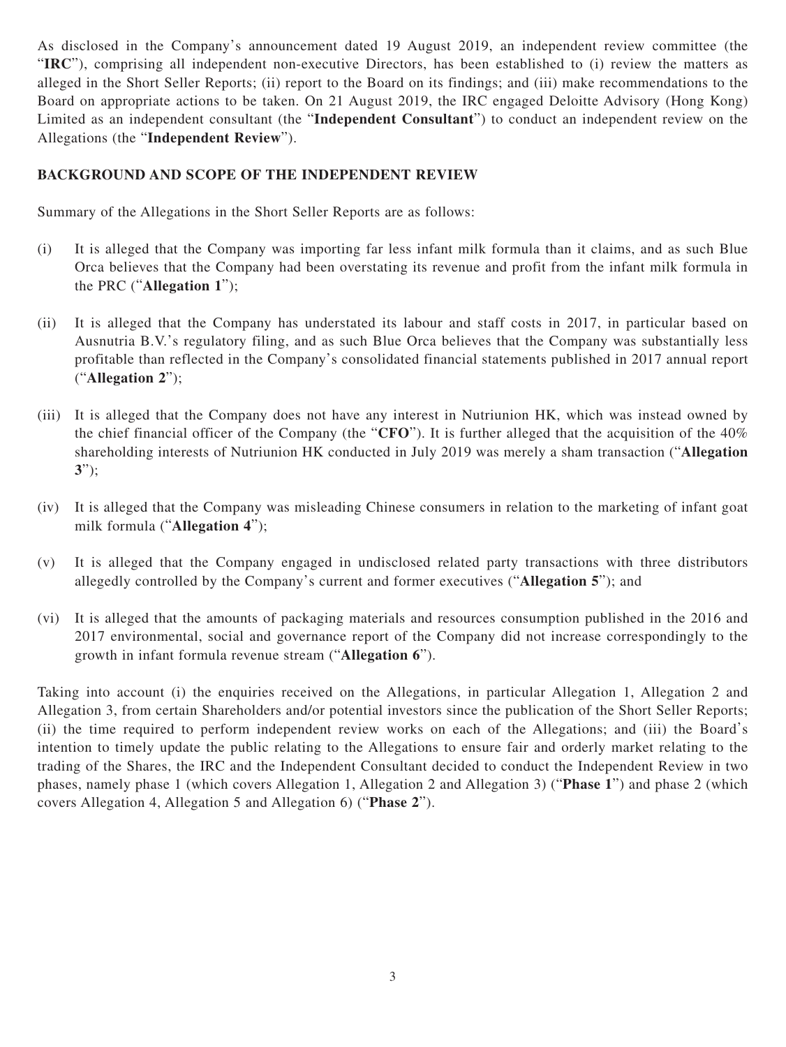As disclosed in the Company's announcement dated 19 August 2019, an independent review committee (the "**IRC**"), comprising all independent non-executive Directors, has been established to (i) review the matters as alleged in the Short Seller Reports; (ii) report to the Board on its findings; and (iii) make recommendations to the Board on appropriate actions to be taken. On 21 August 2019, the IRC engaged Deloitte Advisory (Hong Kong) Limited as an independent consultant (the "**Independent Consultant**") to conduct an independent review on the Allegations (the "**Independent Review**").

## BACKGROUND AND SCOPE OF THE INDEPENDENT REVIEW

Summary of the Allegations in the Short Seller Reports are as follows:

(i) It is alleged that the Company was importing far less infant milk formula than it claims, and as such Blue Orca believes that the Company had been overstating its revenue and profit from the infant milk formula in the PRC ("**Allegation 1**");

(ii) It is alleged that the Company has understated its labour and staff costs in 2017, in particular based on Ausnutria B.V.'s regulatory filing, and as such Blue Orca believes that the Company was substantially less profitable than reflected in the Company's consolidated financial statements published in 2017 annual report ("**Allegation 2**");

(iii) It is alleged that the Company does not have any interest in Nutriunion HK, which was instead owned by the chief financial officer of the Company (the "**CFO**"). It is further alleged that the acquisition of the 40% shareholding interests of Nutriunion HK conducted in July 2019 was merely a sham transaction ("**Allegation 3**");

(iv) It is alleged that the Company was misleading Chinese consumers in relation to the marketing of infant goat milk formula ("**Allegation 4**");

(v) It is alleged that the Company engaged in undisclosed related party transactions with three distributors allegedly controlled by the Company's current and former executives ("**Allegation 5**"); and

(vi) It is alleged that the amounts of packaging materials and resources consumption published in the 2016 and 2017 environmental, social and governance report of the Company did not increase correspondingly to the growth in infant formula revenue stream ("**Allegation 6**").

Taking into account (i) the enquiries received on the Allegations, in particular Allegation 1, Allegation 2 and Allegation 3, from certain Shareholders and/or potential investors since the publication of the Short Seller Reports; (ii) the time required to perform independent review works on each of the Allegations; and (iii) the Board's intention to timely update the public relating to the Allegations to ensure fair and orderly market relating to the trading of the Shares, the IRC and the Independent Consultant decided to conduct the Independent Review in two phases, namely phase 1 (which covers Allegation 1, Allegation 2 and Allegation 3) ("**Phase 1**") and phase 2 (which covers Allegation 4, Allegation 5 and Allegation 6) ("**Phase 2**").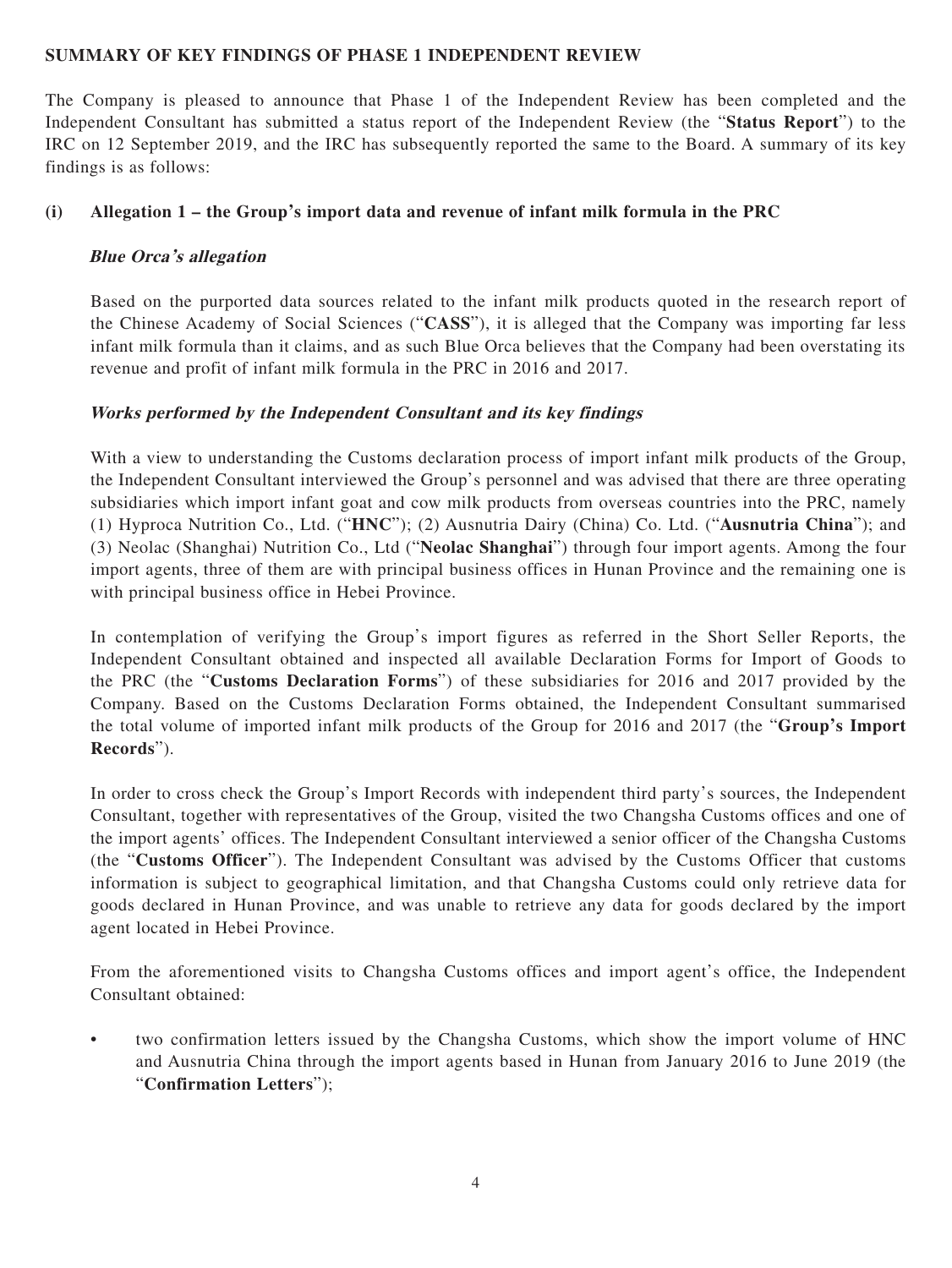## SUMMARY OF KEY FINDINGS OF PHASE 1 INDEPENDENT REVIEW

The Company is pleased to announce that Phase 1 of the Independent Review has been completed and the Independent Consultant has submitted a status report of the Independent Review (the "**Status Report**") to the IRC on 12 September 2019, and the IRC has subsequently reported the same to the Board. A summary of its key findings is as follows:

### (i) Allegation 1 – the Group's import data and revenue of infant milk formula in the PRC

***Blue Orca's allegation***

Based on the purported data sources related to the infant milk products quoted in the research report of the Chinese Academy of Social Sciences ("**CASS**"), it is alleged that the Company was importing far less infant milk formula than it claims, and as such Blue Orca believes that the Company had been overstating its revenue and profit of infant milk formula in the PRC in 2016 and 2017.

***Works performed by the Independent Consultant and its key findings***

With a view to understanding the Customs declaration process of import infant milk products of the Group, the Independent Consultant interviewed the Group's personnel and was advised that there are three operating subsidiaries which import infant goat and cow milk products from overseas countries into the PRC, namely (1) Hyproca Nutrition Co., Ltd. ("**HNC**"); (2) Ausnutria Dairy (China) Co. Ltd. ("**Ausnutria China**"); and (3) Neolac (Shanghai) Nutrition Co., Ltd ("**Neolac Shanghai**") through four import agents. Among the four import agents, three of them are with principal business offices in Hunan Province and the remaining one is with principal business office in Hebei Province.

In contemplation of verifying the Group's import figures as referred in the Short Seller Reports, the Independent Consultant obtained and inspected all available Declaration Forms for Import of Goods to the PRC (the "**Customs Declaration Forms**") of these subsidiaries for 2016 and 2017 provided by the Company. Based on the Customs Declaration Forms obtained, the Independent Consultant summarised the total volume of imported infant milk products of the Group for 2016 and 2017 (the "**Group's Import Records**").

In order to cross check the Group's Import Records with independent third party's sources, the Independent Consultant, together with representatives of the Group, visited the two Changsha Customs offices and one of the import agents' offices. The Independent Consultant interviewed a senior officer of the Changsha Customs (the "**Customs Officer**"). The Independent Consultant was advised by the Customs Officer that customs information is subject to geographical limitation, and that Changsha Customs could only retrieve data for goods declared in Hunan Province, and was unable to retrieve any data for goods declared by the import agent located in Hebei Province.

From the aforementioned visits to Changsha Customs offices and import agent's office, the Independent Consultant obtained:

- two confirmation letters issued by the Changsha Customs, which show the import volume of HNC and Ausnutria China through the import agents based in Hunan from January 2016 to June 2019 (the "**Confirmation Letters**");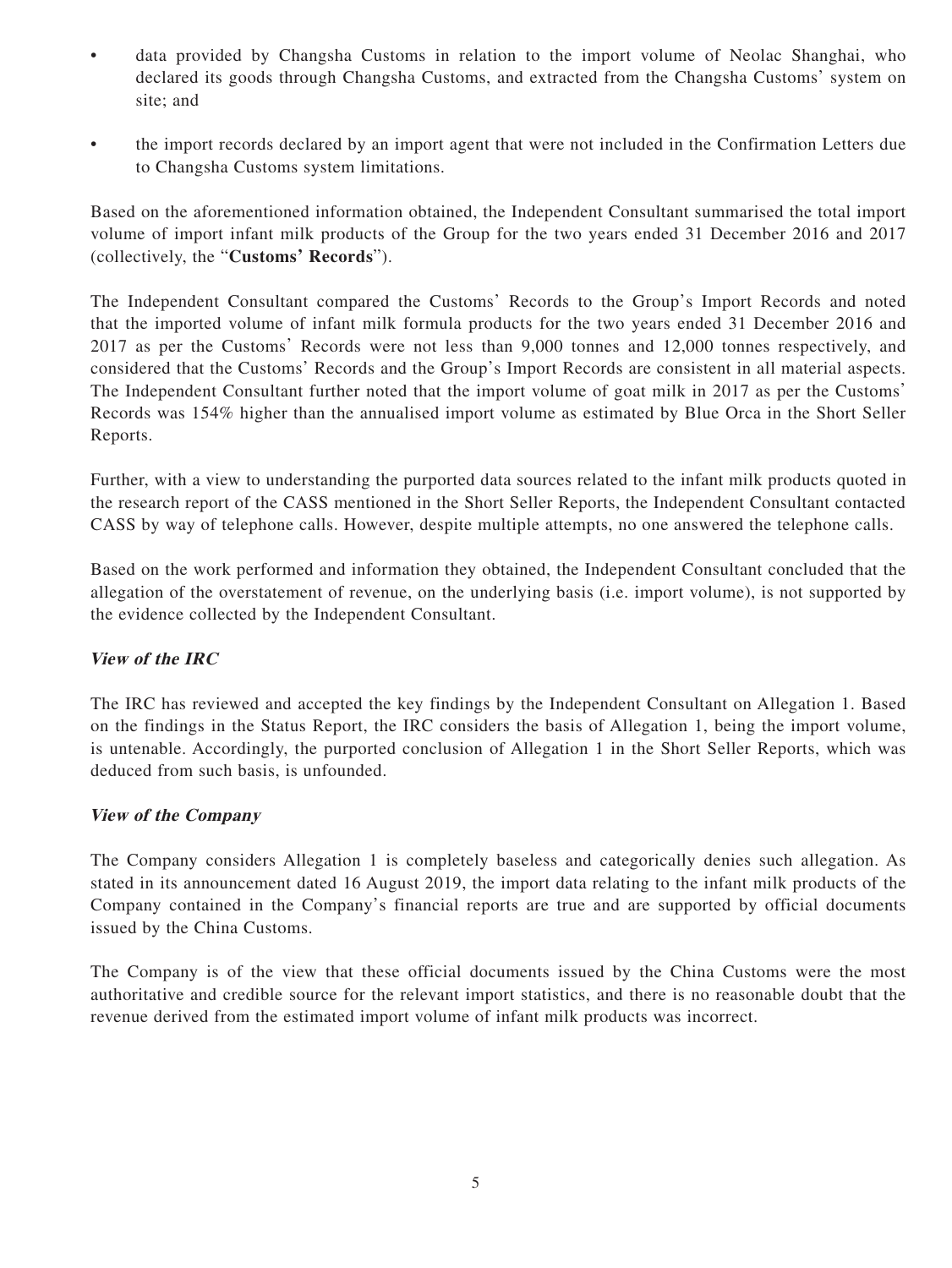- data provided by Changsha Customs in relation to the import volume of Neolac Shanghai, who declared its goods through Changsha Customs, and extracted from the Changsha Customs' system on site; and
- the import records declared by an import agent that were not included in the Confirmation Letters due to Changsha Customs system limitations.

Based on the aforementioned information obtained, the Independent Consultant summarised the total import volume of import infant milk products of the Group for the two years ended 31 December 2016 and 2017 (collectively, the "**Customs' Records**").

The Independent Consultant compared the Customs' Records to the Group's Import Records and noted that the imported volume of infant milk formula products for the two years ended 31 December 2016 and 2017 as per the Customs' Records were not less than 9,000 tonnes and 12,000 tonnes respectively, and considered that the Customs' Records and the Group's Import Records are consistent in all material aspects. The Independent Consultant further noted that the import volume of goat milk in 2017 as per the Customs' Records was 154% higher than the annualised import volume as estimated by Blue Orca in the Short Seller Reports.

Further, with a view to understanding the purported data sources related to the infant milk products quoted in the research report of the CASS mentioned in the Short Seller Reports, the Independent Consultant contacted CASS by way of telephone calls. However, despite multiple attempts, no one answered the telephone calls.

Based on the work performed and information they obtained, the Independent Consultant concluded that the allegation of the overstatement of revenue, on the underlying basis (i.e. import volume), is not supported by the evidence collected by the Independent Consultant.

***View of the IRC***

The IRC has reviewed and accepted the key findings by the Independent Consultant on Allegation 1. Based on the findings in the Status Report, the IRC considers the basis of Allegation 1, being the import volume, is untenable. Accordingly, the purported conclusion of Allegation 1 in the Short Seller Reports, which was deduced from such basis, is unfounded.

***View of the Company***

The Company considers Allegation 1 is completely baseless and categorically denies such allegation. As stated in its announcement dated 16 August 2019, the import data relating to the infant milk products of the Company contained in the Company's financial reports are true and are supported by official documents issued by the China Customs.

The Company is of the view that these official documents issued by the China Customs were the most authoritative and credible source for the relevant import statistics, and there is no reasonable doubt that the revenue derived from the estimated import volume of infant milk products was incorrect.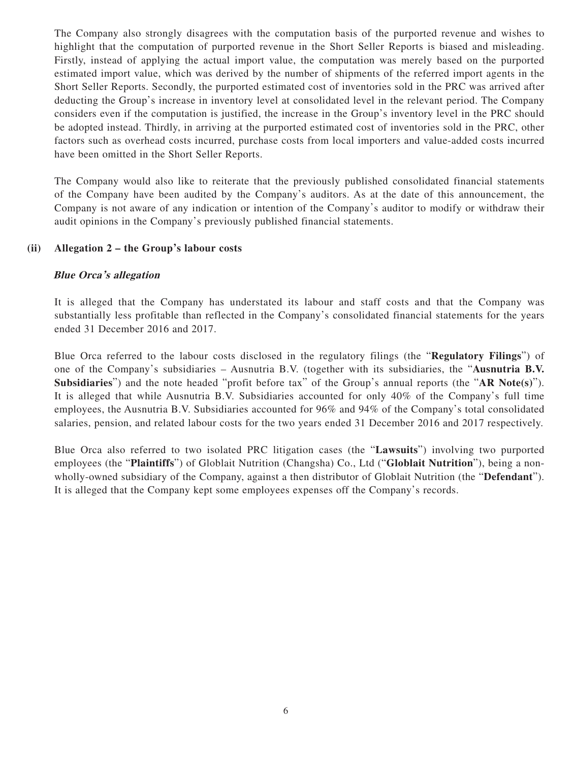The Company also strongly disagrees with the computation basis of the purported revenue and wishes to highlight that the computation of purported revenue in the Short Seller Reports is biased and misleading. Firstly, instead of applying the actual import value, the computation was merely based on the purported estimated import value, which was derived by the number of shipments of the referred import agents in the Short Seller Reports. Secondly, the purported estimated cost of inventories sold in the PRC was arrived after deducting the Group's increase in inventory level at consolidated level in the relevant period. The Company considers even if the computation is justified, the increase in the Group's inventory level in the PRC should be adopted instead. Thirdly, in arriving at the purported estimated cost of inventories sold in the PRC, other factors such as overhead costs incurred, purchase costs from local importers and value-added costs incurred have been omitted in the Short Seller Reports.

The Company would also like to reiterate that the previously published consolidated financial statements of the Company have been audited by the Company's auditors. As at the date of this announcement, the Company is not aware of any indication or intention of the Company's auditor to modify or withdraw their audit opinions in the Company's previously published financial statements.

**(ii) Allegation 2 – the Group's labour costs**

***Blue Orca's allegation***

It is alleged that the Company has understated its labour and staff costs and that the Company was substantially less profitable than reflected in the Company's consolidated financial statements for the years ended 31 December 2016 and 2017.

Blue Orca referred to the labour costs disclosed in the regulatory filings (the "**Regulatory Filings**") of one of the Company's subsidiaries – Ausnutria B.V. (together with its subsidiaries, the "**Ausnutria B.V. Subsidiaries**") and the note headed "profit before tax" of the Group's annual reports (the "**AR Note(s)**"). It is alleged that while Ausnutria B.V. Subsidiaries accounted for only 40% of the Company's full time employees, the Ausnutria B.V. Subsidiaries accounted for 96% and 94% of the Company's total consolidated salaries, pension, and related labour costs for the two years ended 31 December 2016 and 2017 respectively.

Blue Orca also referred to two isolated PRC litigation cases (the "**Lawsuits**") involving two purported employees (the "**Plaintiffs**") of Globlait Nutrition (Changsha) Co., Ltd ("**Globlait Nutrition**"), being a non-wholly-owned subsidiary of the Company, against a then distributor of Globlait Nutrition (the "**Defendant**"). It is alleged that the Company kept some employees expenses off the Company's records.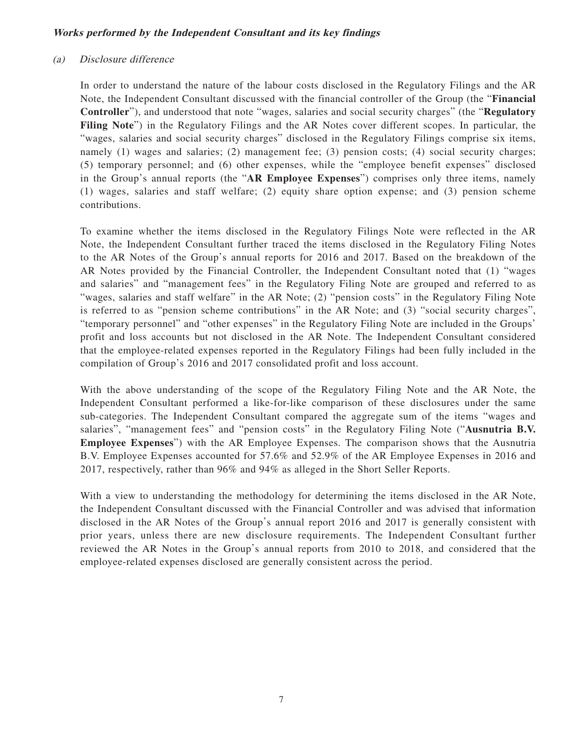***Works performed by the Independent Consultant and its key findings***

*(a) Disclosure difference*

In order to understand the nature of the labour costs disclosed in the Regulatory Filings and the AR Note, the Independent Consultant discussed with the financial controller of the Group (the "**Financial Controller**"), and understood that note "wages, salaries and social security charges" (the "**Regulatory Filing Note**") in the Regulatory Filings and the AR Notes cover different scopes. In particular, the "wages, salaries and social security charges" disclosed in the Regulatory Filings comprise six items, namely (1) wages and salaries; (2) management fee; (3) pension costs; (4) social security charges; (5) temporary personnel; and (6) other expenses, while the "employee benefit expenses" disclosed in the Group's annual reports (the "**AR Employee Expenses**") comprises only three items, namely (1) wages, salaries and staff welfare; (2) equity share option expense; and (3) pension scheme contributions.

To examine whether the items disclosed in the Regulatory Filings Note were reflected in the AR Note, the Independent Consultant further traced the items disclosed in the Regulatory Filing Notes to the AR Notes of the Group's annual reports for 2016 and 2017. Based on the breakdown of the AR Notes provided by the Financial Controller, the Independent Consultant noted that (1) "wages and salaries" and "management fees" in the Regulatory Filing Note are grouped and referred to as "wages, salaries and staff welfare" in the AR Note; (2) "pension costs" in the Regulatory Filing Note is referred to as "pension scheme contributions" in the AR Note; and (3) "social security charges", "temporary personnel" and "other expenses" in the Regulatory Filing Note are included in the Groups' profit and loss accounts but not disclosed in the AR Note. The Independent Consultant considered that the employee-related expenses reported in the Regulatory Filings had been fully included in the compilation of Group's 2016 and 2017 consolidated profit and loss account.

With the above understanding of the scope of the Regulatory Filing Note and the AR Note, the Independent Consultant performed a like-for-like comparison of these disclosures under the same sub-categories. The Independent Consultant compared the aggregate sum of the items "wages and salaries", "management fees" and "pension costs" in the Regulatory Filing Note ("**Ausnutria B.V. Employee Expenses**") with the AR Employee Expenses. The comparison shows that the Ausnutria B.V. Employee Expenses accounted for 57.6% and 52.9% of the AR Employee Expenses in 2016 and 2017, respectively, rather than 96% and 94% as alleged in the Short Seller Reports.

With a view to understanding the methodology for determining the items disclosed in the AR Note, the Independent Consultant discussed with the Financial Controller and was advised that information disclosed in the AR Notes of the Group's annual report 2016 and 2017 is generally consistent with prior years, unless there are new disclosure requirements. The Independent Consultant further reviewed the AR Notes in the Group's annual reports from 2010 to 2018, and considered that the employee-related expenses disclosed are generally consistent across the period.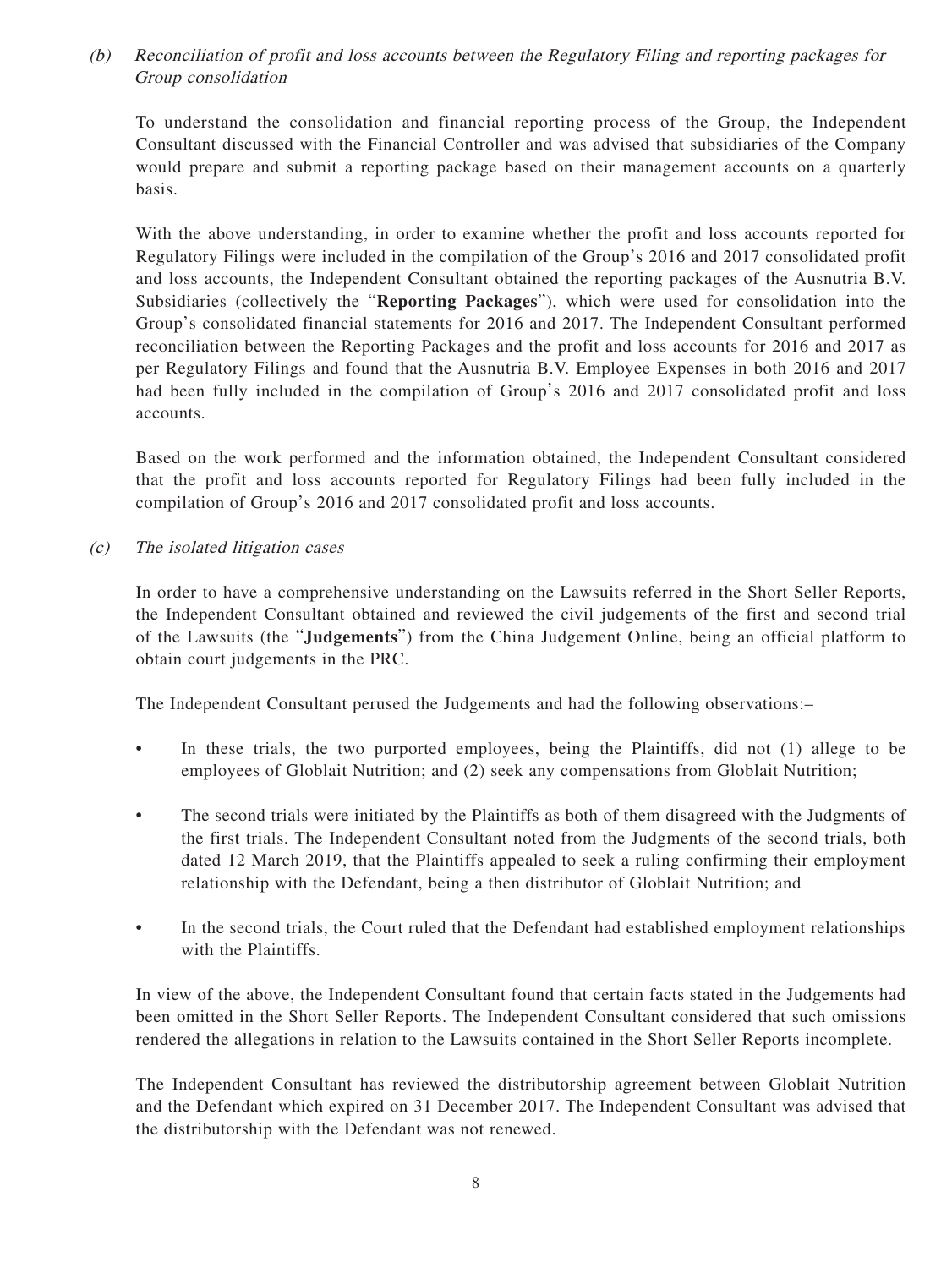*(b) Reconciliation of profit and loss accounts between the Regulatory Filing and reporting packages for Group consolidation*

To understand the consolidation and financial reporting process of the Group, the Independent Consultant discussed with the Financial Controller and was advised that subsidiaries of the Company would prepare and submit a reporting package based on their management accounts on a quarterly basis.

With the above understanding, in order to examine whether the profit and loss accounts reported for Regulatory Filings were included in the compilation of the Group's 2016 and 2017 consolidated profit and loss accounts, the Independent Consultant obtained the reporting packages of the Ausnutria B.V. Subsidiaries (collectively the "**Reporting Packages**"), which were used for consolidation into the Group's consolidated financial statements for 2016 and 2017. The Independent Consultant performed reconciliation between the Reporting Packages and the profit and loss accounts for 2016 and 2017 as per Regulatory Filings and found that the Ausnutria B.V. Employee Expenses in both 2016 and 2017 had been fully included in the compilation of Group's 2016 and 2017 consolidated profit and loss accounts.

Based on the work performed and the information obtained, the Independent Consultant considered that the profit and loss accounts reported for Regulatory Filings had been fully included in the compilation of Group's 2016 and 2017 consolidated profit and loss accounts.

*(c) The isolated litigation cases*

In order to have a comprehensive understanding on the Lawsuits referred in the Short Seller Reports, the Independent Consultant obtained and reviewed the civil judgements of the first and second trial of the Lawsuits (the "**Judgements**") from the China Judgement Online, being an official platform to obtain court judgements in the PRC.

The Independent Consultant perused the Judgements and had the following observations:–

- In these trials, the two purported employees, being the Plaintiffs, did not (1) allege to be employees of Globlait Nutrition; and (2) seek any compensations from Globlait Nutrition;
- The second trials were initiated by the Plaintiffs as both of them disagreed with the Judgments of the first trials. The Independent Consultant noted from the Judgments of the second trials, both dated 12 March 2019, that the Plaintiffs appealed to seek a ruling confirming their employment relationship with the Defendant, being a then distributor of Globlait Nutrition; and
- In the second trials, the Court ruled that the Defendant had established employment relationships with the Plaintiffs.

In view of the above, the Independent Consultant found that certain facts stated in the Judgements had been omitted in the Short Seller Reports. The Independent Consultant considered that such omissions rendered the allegations in relation to the Lawsuits contained in the Short Seller Reports incomplete.

The Independent Consultant has reviewed the distributorship agreement between Globlait Nutrition and the Defendant which expired on 31 December 2017. The Independent Consultant was advised that the distributorship with the Defendant was not renewed.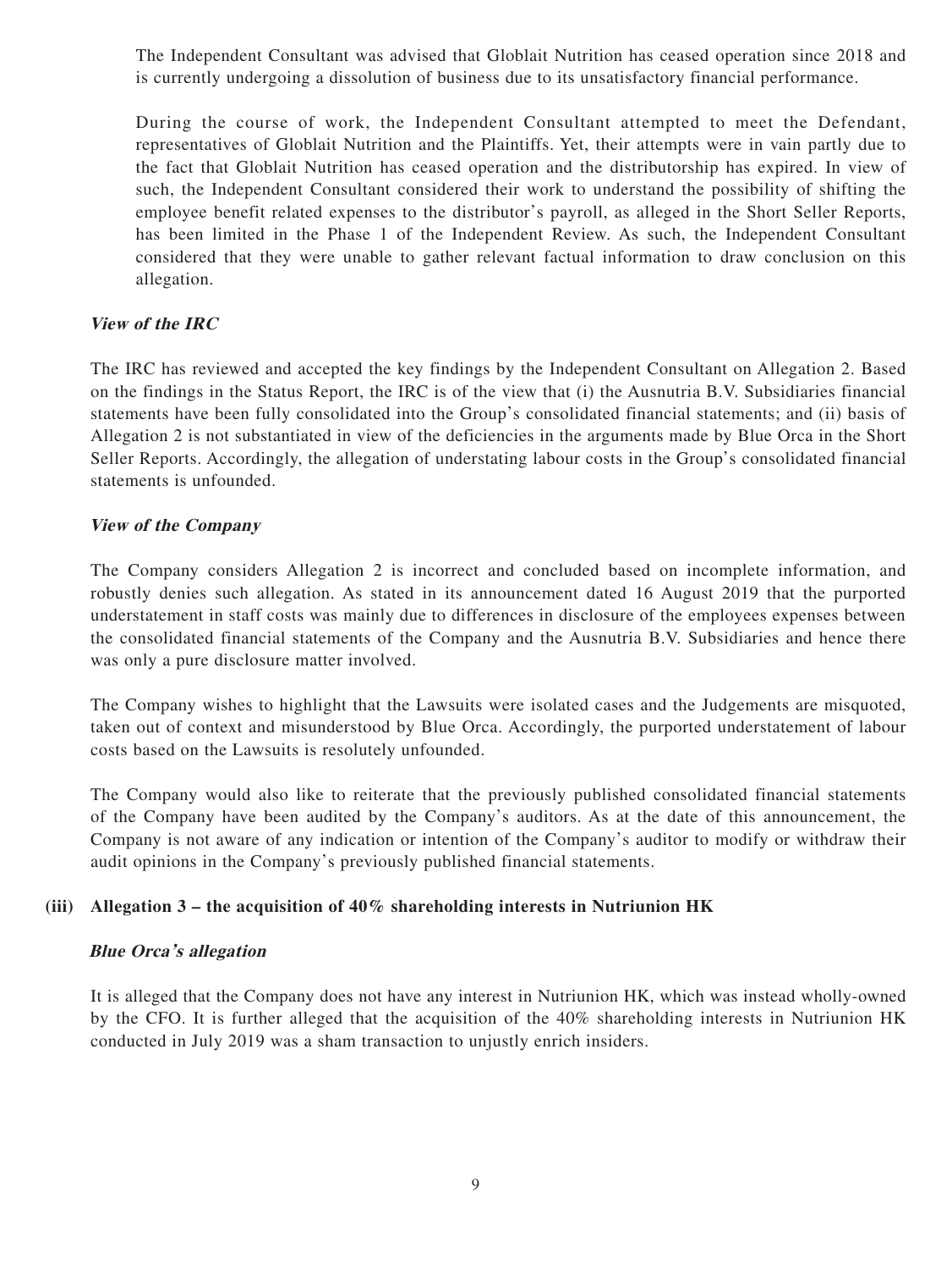The Independent Consultant was advised that Globlait Nutrition has ceased operation since 2018 and is currently undergoing a dissolution of business due to its unsatisfactory financial performance.

During the course of work, the Independent Consultant attempted to meet the Defendant, representatives of Globlait Nutrition and the Plaintiffs. Yet, their attempts were in vain partly due to the fact that Globlait Nutrition has ceased operation and the distributorship has expired. In view of such, the Independent Consultant considered their work to understand the possibility of shifting the employee benefit related expenses to the distributor's payroll, as alleged in the Short Seller Reports, has been limited in the Phase 1 of the Independent Review. As such, the Independent Consultant considered that they were unable to gather relevant factual information to draw conclusion on this allegation.

***View of the IRC***

The IRC has reviewed and accepted the key findings by the Independent Consultant on Allegation 2. Based on the findings in the Status Report, the IRC is of the view that (i) the Ausnutria B.V. Subsidiaries financial statements have been fully consolidated into the Group's consolidated financial statements; and (ii) basis of Allegation 2 is not substantiated in view of the deficiencies in the arguments made by Blue Orca in the Short Seller Reports. Accordingly, the allegation of understating labour costs in the Group's consolidated financial statements is unfounded.

***View of the Company***

The Company considers Allegation 2 is incorrect and concluded based on incomplete information, and robustly denies such allegation. As stated in its announcement dated 16 August 2019 that the purported understatement in staff costs was mainly due to differences in disclosure of the employees expenses between the consolidated financial statements of the Company and the Ausnutria B.V. Subsidiaries and hence there was only a pure disclosure matter involved.

The Company wishes to highlight that the Lawsuits were isolated cases and the Judgements are misquoted, taken out of context and misunderstood by Blue Orca. Accordingly, the purported understatement of labour costs based on the Lawsuits is resolutely unfounded.

The Company would also like to reiterate that the previously published consolidated financial statements of the Company have been audited by the Company's auditors. As at the date of this announcement, the Company is not aware of any indication or intention of the Company's auditor to modify or withdraw their audit opinions in the Company's previously published financial statements.

**(iii) Allegation 3 – the acquisition of 40% shareholding interests in Nutriunion HK**

***Blue Orca's allegation***

It is alleged that the Company does not have any interest in Nutriunion HK, which was instead wholly-owned by the CFO. It is further alleged that the acquisition of the 40% shareholding interests in Nutriunion HK conducted in July 2019 was a sham transaction to unjustly enrich insiders.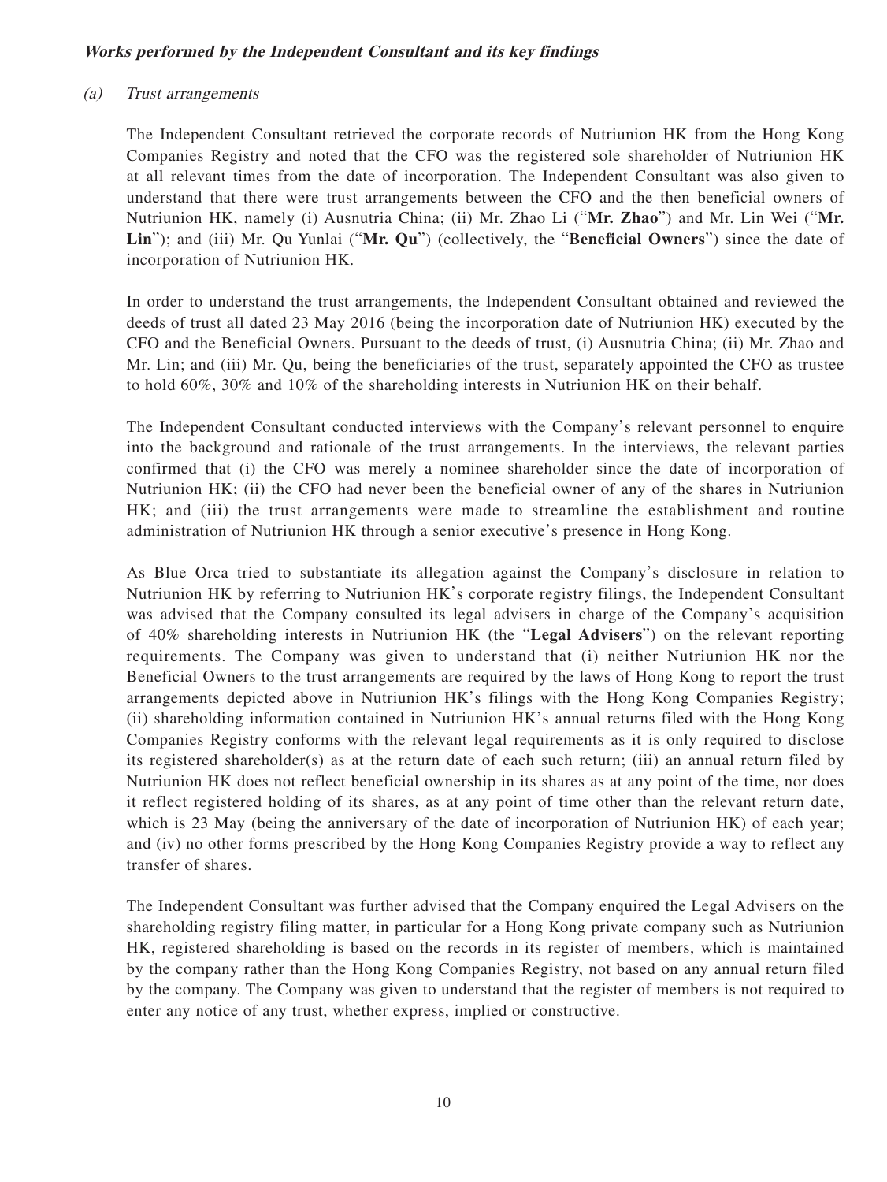***Works performed by the Independent Consultant and its key findings***

*(a) Trust arrangements*

The Independent Consultant retrieved the corporate records of Nutriunion HK from the Hong Kong Companies Registry and noted that the CFO was the registered sole shareholder of Nutriunion HK at all relevant times from the date of incorporation. The Independent Consultant was also given to understand that there were trust arrangements between the CFO and the then beneficial owners of Nutriunion HK, namely (i) Ausnutria China; (ii) Mr. Zhao Li ("**Mr. Zhao**") and Mr. Lin Wei ("**Mr. Lin**"); and (iii) Mr. Qu Yunlai ("**Mr. Qu**") (collectively, the "**Beneficial Owners**") since the date of incorporation of Nutriunion HK.

In order to understand the trust arrangements, the Independent Consultant obtained and reviewed the deeds of trust all dated 23 May 2016 (being the incorporation date of Nutriunion HK) executed by the CFO and the Beneficial Owners. Pursuant to the deeds of trust, (i) Ausnutria China; (ii) Mr. Zhao and Mr. Lin; and (iii) Mr. Qu, being the beneficiaries of the trust, separately appointed the CFO as trustee to hold 60%, 30% and 10% of the shareholding interests in Nutriunion HK on their behalf.

The Independent Consultant conducted interviews with the Company's relevant personnel to enquire into the background and rationale of the trust arrangements. In the interviews, the relevant parties confirmed that (i) the CFO was merely a nominee shareholder since the date of incorporation of Nutriunion HK; (ii) the CFO had never been the beneficial owner of any of the shares in Nutriunion HK; and (iii) the trust arrangements were made to streamline the establishment and routine administration of Nutriunion HK through a senior executive's presence in Hong Kong.

As Blue Orca tried to substantiate its allegation against the Company's disclosure in relation to Nutriunion HK by referring to Nutriunion HK's corporate registry filings, the Independent Consultant was advised that the Company consulted its legal advisers in charge of the Company's acquisition of 40% shareholding interests in Nutriunion HK (the "**Legal Advisers**") on the relevant reporting requirements. The Company was given to understand that (i) neither Nutriunion HK nor the Beneficial Owners to the trust arrangements are required by the laws of Hong Kong to report the trust arrangements depicted above in Nutriunion HK's filings with the Hong Kong Companies Registry; (ii) shareholding information contained in Nutriunion HK's annual returns filed with the Hong Kong Companies Registry conforms with the relevant legal requirements as it is only required to disclose its registered shareholder(s) as at the return date of each such return; (iii) an annual return filed by Nutriunion HK does not reflect beneficial ownership in its shares as at any point of the time, nor does it reflect registered holding of its shares, as at any point of time other than the relevant return date, which is 23 May (being the anniversary of the date of incorporation of Nutriunion HK) of each year; and (iv) no other forms prescribed by the Hong Kong Companies Registry provide a way to reflect any transfer of shares.

The Independent Consultant was further advised that the Company enquired the Legal Advisers on the shareholding registry filing matter, in particular for a Hong Kong private company such as Nutriunion HK, registered shareholding is based on the records in its register of members, which is maintained by the company rather than the Hong Kong Companies Registry, not based on any annual return filed by the company. The Company was given to understand that the register of members is not required to enter any notice of any trust, whether express, implied or constructive.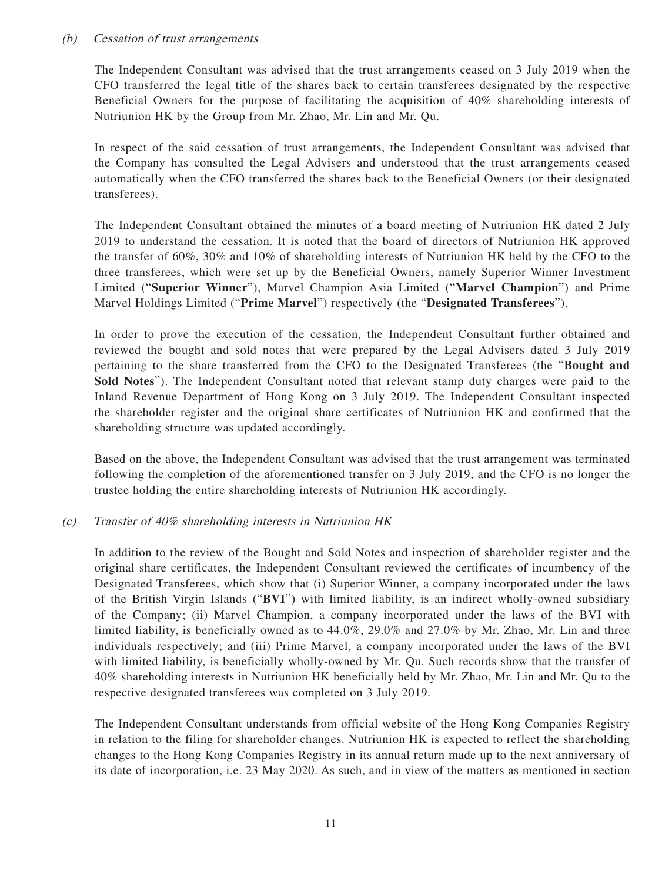*(b) Cessation of trust arrangements*

The Independent Consultant was advised that the trust arrangements ceased on 3 July 2019 when the CFO transferred the legal title of the shares back to certain transferees designated by the respective Beneficial Owners for the purpose of facilitating the acquisition of 40% shareholding interests of Nutriunion HK by the Group from Mr. Zhao, Mr. Lin and Mr. Qu.

In respect of the said cessation of trust arrangements, the Independent Consultant was advised that the Company has consulted the Legal Advisers and understood that the trust arrangements ceased automatically when the CFO transferred the shares back to the Beneficial Owners (or their designated transferees).

The Independent Consultant obtained the minutes of a board meeting of Nutriunion HK dated 2 July 2019 to understand the cessation. It is noted that the board of directors of Nutriunion HK approved the transfer of 60%, 30% and 10% of shareholding interests of Nutriunion HK held by the CFO to the three transferees, which were set up by the Beneficial Owners, namely Superior Winner Investment Limited ("**Superior Winner**"), Marvel Champion Asia Limited ("**Marvel Champion**") and Prime Marvel Holdings Limited ("**Prime Marvel**") respectively (the "**Designated Transferees**").

In order to prove the execution of the cessation, the Independent Consultant further obtained and reviewed the bought and sold notes that were prepared by the Legal Advisers dated 3 July 2019 pertaining to the share transferred from the CFO to the Designated Transferees (the "**Bought and Sold Notes**"). The Independent Consultant noted that relevant stamp duty charges were paid to the Inland Revenue Department of Hong Kong on 3 July 2019. The Independent Consultant inspected the shareholder register and the original share certificates of Nutriunion HK and confirmed that the shareholding structure was updated accordingly.

Based on the above, the Independent Consultant was advised that the trust arrangement was terminated following the completion of the aforementioned transfer on 3 July 2019, and the CFO is no longer the trustee holding the entire shareholding interests of Nutriunion HK accordingly.

*(c) Transfer of 40% shareholding interests in Nutriunion HK*

In addition to the review of the Bought and Sold Notes and inspection of shareholder register and the original share certificates, the Independent Consultant reviewed the certificates of incumbency of the Designated Transferees, which show that (i) Superior Winner, a company incorporated under the laws of the British Virgin Islands ("**BVI**") with limited liability, is an indirect wholly-owned subsidiary of the Company; (ii) Marvel Champion, a company incorporated under the laws of the BVI with limited liability, is beneficially owned as to 44.0%, 29.0% and 27.0% by Mr. Zhao, Mr. Lin and three individuals respectively; and (iii) Prime Marvel, a company incorporated under the laws of the BVI with limited liability, is beneficially wholly-owned by Mr. Qu. Such records show that the transfer of 40% shareholding interests in Nutriunion HK beneficially held by Mr. Zhao, Mr. Lin and Mr. Qu to the respective designated transferees was completed on 3 July 2019.

The Independent Consultant understands from official website of the Hong Kong Companies Registry in relation to the filing for shareholder changes. Nutriunion HK is expected to reflect the shareholding changes to the Hong Kong Companies Registry in its annual return made up to the next anniversary of its date of incorporation, i.e. 23 May 2020. As such, and in view of the matters as mentioned in section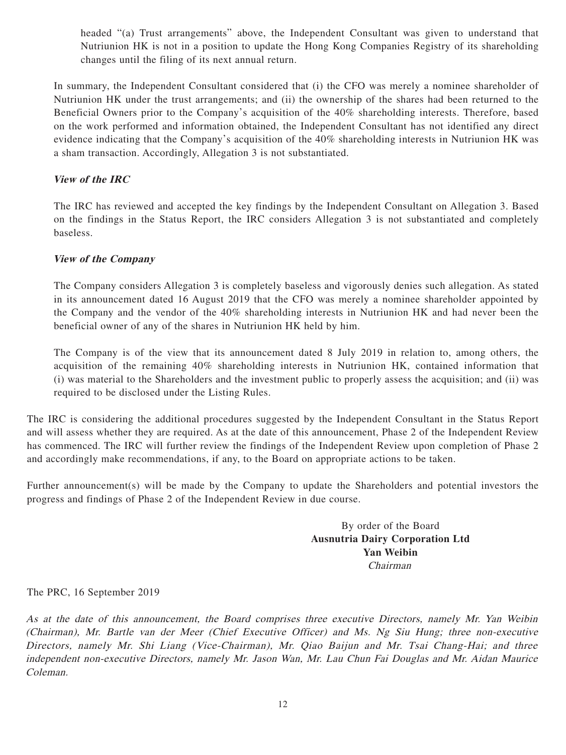headed "(a) Trust arrangements" above, the Independent Consultant was given to understand that Nutriunion HK is not in a position to update the Hong Kong Companies Registry of its shareholding changes until the filing of its next annual return.

In summary, the Independent Consultant considered that (i) the CFO was merely a nominee shareholder of Nutriunion HK under the trust arrangements; and (ii) the ownership of the shares had been returned to the Beneficial Owners prior to the Company's acquisition of the 40% shareholding interests. Therefore, based on the work performed and information obtained, the Independent Consultant has not identified any direct evidence indicating that the Company's acquisition of the 40% shareholding interests in Nutriunion HK was a sham transaction. Accordingly, Allegation 3 is not substantiated.

***View of the IRC***

The IRC has reviewed and accepted the key findings by the Independent Consultant on Allegation 3. Based on the findings in the Status Report, the IRC considers Allegation 3 is not substantiated and completely baseless.

***View of the Company***

The Company considers Allegation 3 is completely baseless and vigorously denies such allegation. As stated in its announcement dated 16 August 2019 that the CFO was merely a nominee shareholder appointed by the Company and the vendor of the 40% shareholding interests in Nutriunion HK and had never been the beneficial owner of any of the shares in Nutriunion HK held by him.

The Company is of the view that its announcement dated 8 July 2019 in relation to, among others, the acquisition of the remaining 40% shareholding interests in Nutriunion HK, contained information that (i) was material to the Shareholders and the investment public to properly assess the acquisition; and (ii) was required to be disclosed under the Listing Rules.

The IRC is considering the additional procedures suggested by the Independent Consultant in the Status Report and will assess whether they are required. As at the date of this announcement, Phase 2 of the Independent Review has commenced. The IRC will further review the findings of the Independent Review upon completion of Phase 2 and accordingly make recommendations, if any, to the Board on appropriate actions to be taken.

Further announcement(s) will be made by the Company to update the Shareholders and potential investors the progress and findings of Phase 2 of the Independent Review in due course.

By order of the Board
**Ausnutria Dairy Corporation Ltd**
**Yan Weibin**
*Chairman*

The PRC, 16 September 2019

*As at the date of this announcement, the Board comprises three executive Directors, namely Mr. Yan Weibin (Chairman), Mr. Bartle van der Meer (Chief Executive Officer) and Ms. Ng Siu Hung; three non-executive Directors, namely Mr. Shi Liang (Vice-Chairman), Mr. Qiao Baijun and Mr. Tsai Chang-Hai; and three independent non-executive Directors, namely Mr. Jason Wan, Mr. Lau Chun Fai Douglas and Mr. Aidan Maurice Coleman.*